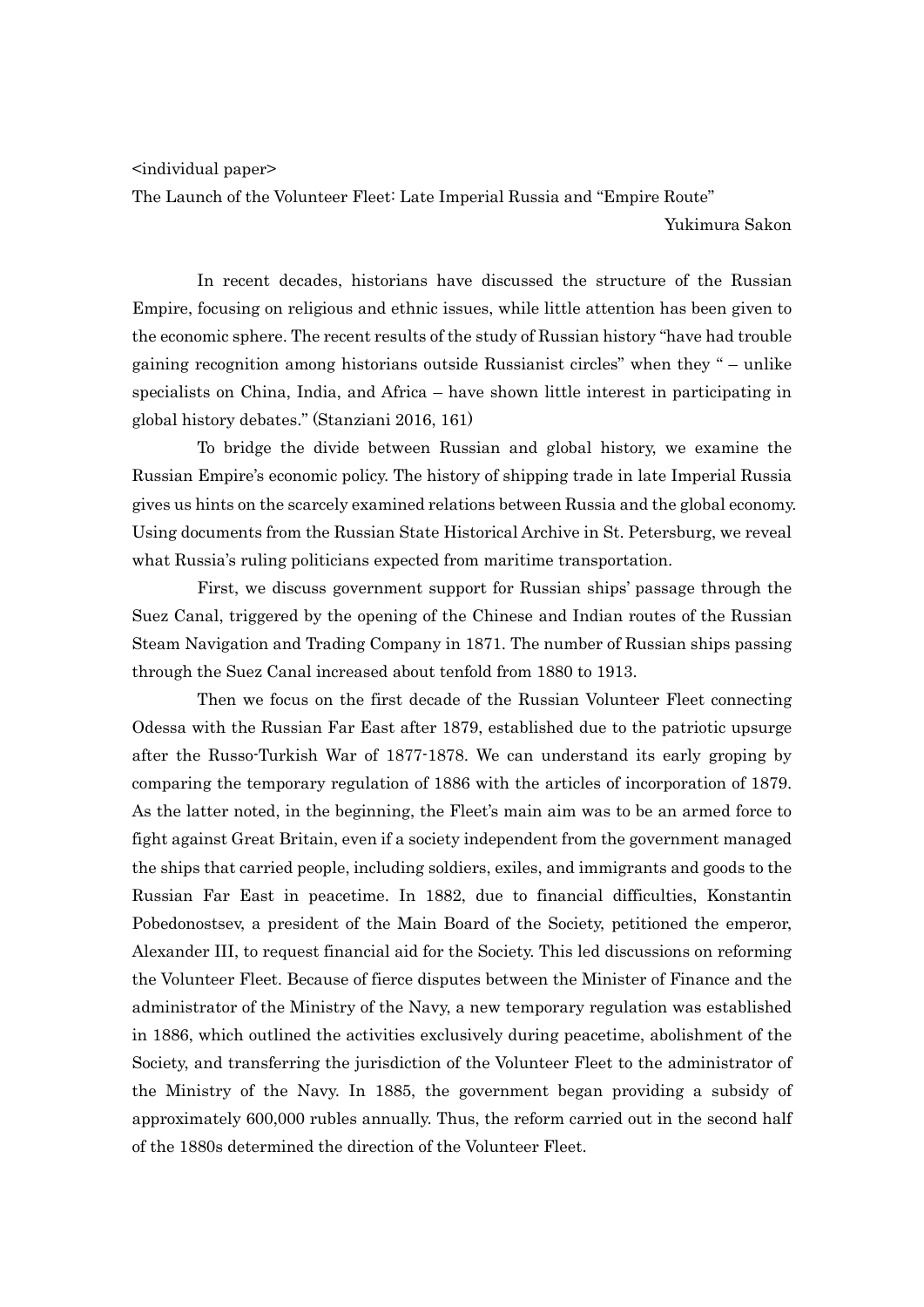<individual paper>

# The Launch of the Volunteer Fleet: Late Imperial Russia and "Empire Route"

Yukimura Sakon

In recent decades, historians have discussed the structure of the Russian Empire, focusing on religious and ethnic issues, while little attention has been given to the economic sphere. The recent results of the study of Russian history "have had trouble gaining recognition among historians outside Russianist circles" when they " – unlike specialists on China, India, and Africa – have shown little interest in participating in global history debates." (Stanziani 2016, 161)

To bridge the divide between Russian and global history, we examine the Russian Empire's economic policy. The history of shipping trade in late Imperial Russia gives us hints on the scarcely examined relations between Russia and the global economy. Using documents from the Russian State Historical Archive in St. Petersburg, we reveal what Russia's ruling politicians expected from maritime transportation.

First, we discuss government support for Russian ships' passage through the Suez Canal, triggered by the opening of the Chinese and Indian routes of the Russian Steam Navigation and Trading Company in 1871. The number of Russian ships passing through the Suez Canal increased about tenfold from 1880 to 1913.

Then we focus on the first decade of the Russian Volunteer Fleet connecting Odessa with the Russian Far East after 1879, established due to the patriotic upsurge after the Russo-Turkish War of 1877-1878. We can understand its early groping by comparing the temporary regulation of 1886 with the articles of incorporation of 1879. As the latter noted, in the beginning, the Fleet's main aim was to be an armed force to fight against Great Britain, even if a society independent from the government managed the ships that carried people, including soldiers, exiles, and immigrants and goods to the Russian Far East in peacetime. In 1882, due to financial difficulties, Konstantin Pobedonostsev, a president of the Main Board of the Society, petitioned the emperor, Alexander III, to request financial aid for the Society. This led discussions on reforming the Volunteer Fleet. Because of fierce disputes between the Minister of Finance and the administrator of the Ministry of the Navy, a new temporary regulation was established in 1886, which outlined the activities exclusively during peacetime, abolishment of the Society, and transferring the jurisdiction of the Volunteer Fleet to the administrator of the Ministry of the Navy. In 1885, the government began providing a subsidy of approximately 600,000 rubles annually. Thus, the reform carried out in the second half of the 1880s determined the direction of the Volunteer Fleet.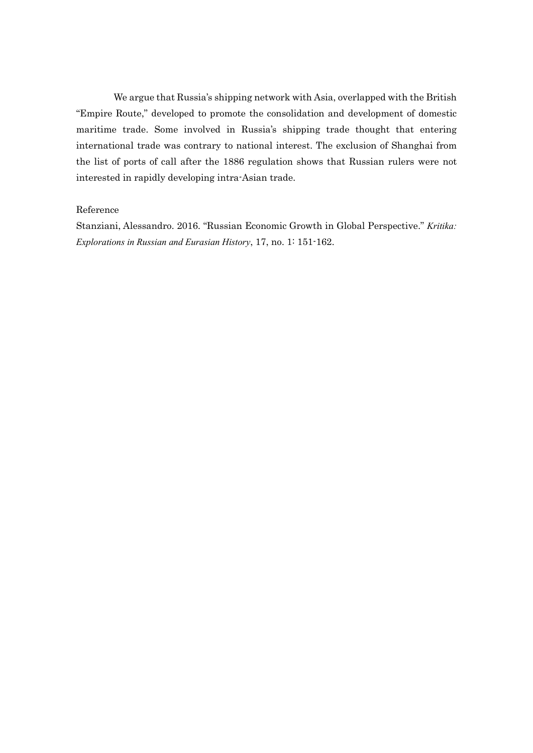We argue that Russia's shipping network with Asia, overlapped with the British "Empire Route," developed to promote the consolidation and development of domestic maritime trade. Some involved in Russia's shipping trade thought that entering international trade was contrary to national interest. The exclusion of Shanghai from the list of ports of call after the 1886 regulation shows that Russian rulers were not interested in rapidly developing intra-Asian trade.

Reference

Stanziani, Alessandro. 2016. "Russian Economic Growth in Global Perspective." *Kritika: Explorations in Russian and Eurasian History*, 17, no. 1: 151-162.